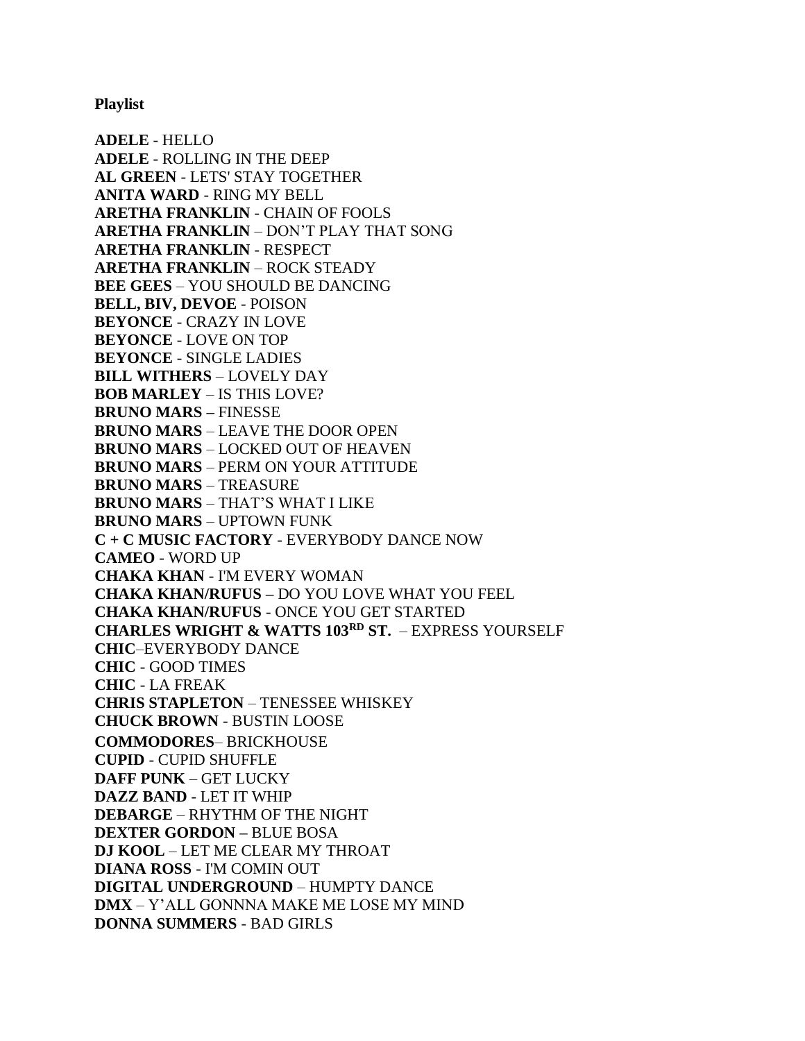**Playlist**

**ADELE** - HELLO
**ADELE** - ROLLING IN THE DEEP
**AL GREEN** - LETS' STAY TOGETHER
**ANITA WARD** - RING MY BELL
**ARETHA FRANKLIN** - CHAIN OF FOOLS
**ARETHA FRANKLIN** – DON'T PLAY THAT SONG
**ARETHA FRANKLIN** - RESPECT
**ARETHA FRANKLIN** – ROCK STEADY
**BEE GEES** – YOU SHOULD BE DANCING
**BELL, BIV, DEVOE** - POISON
**BEYONCE** - CRAZY IN LOVE
**BEYONCE** - LOVE ON TOP
**BEYONCE** - SINGLE LADIES
**BILL WITHERS** – LOVELY DAY
**BOB MARLEY** – IS THIS LOVE?
**BRUNO MARS –** FINESSE
**BRUNO MARS** – LEAVE THE DOOR OPEN
**BRUNO MARS** – LOCKED OUT OF HEAVEN
**BRUNO MARS** – PERM ON YOUR ATTITUDE
**BRUNO MARS** – TREASURE
**BRUNO MARS** – THAT'S WHAT I LIKE
**BRUNO MARS** – UPTOWN FUNK
**C + C MUSIC FACTORY** - EVERYBODY DANCE NOW
**CAMEO** - WORD UP
**CHAKA KHAN** - I'M EVERY WOMAN
**CHAKA KHAN/RUFUS –** DO YOU LOVE WHAT YOU FEEL
**CHAKA KHAN/RUFUS** - ONCE YOU GET STARTED
**CHARLES WRIGHT & WATTS 103RD ST.** – EXPRESS YOURSELF
**CHIC**–EVERYBODY DANCE
**CHIC** - GOOD TIMES
**CHIC** - LA FREAK
**CHRIS STAPLETON** – TENESSEE WHISKEY
**CHUCK BROWN** - BUSTIN LOOSE
**COMMODORES**– BRICKHOUSE
**CUPID** - CUPID SHUFFLE
**DAFF PUNK** – GET LUCKY
**DAZZ BAND** - LET IT WHIP
**DEBARGE** – RHYTHM OF THE NIGHT
**DEXTER GORDON –** BLUE BOSA
**DJ KOOL** – LET ME CLEAR MY THROAT
**DIANA ROSS** - I'M COMIN OUT
**DIGITAL UNDERGROUND** – HUMPTY DANCE
**DMX** – Y'ALL GONNNA MAKE ME LOSE MY MIND
**DONNA SUMMERS** - BAD GIRLS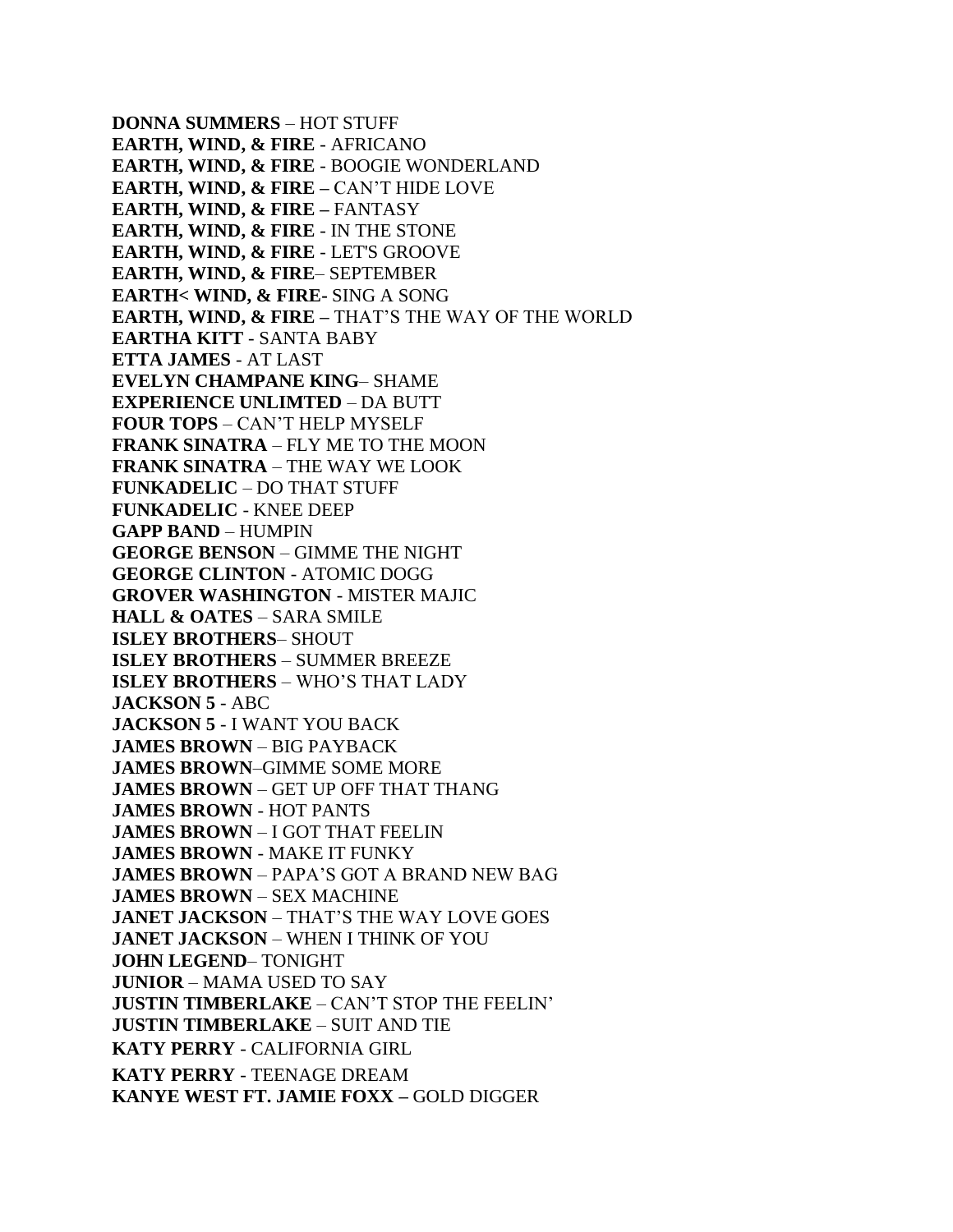**DONNA SUMMERS** – HOT STUFF
**EARTH, WIND, & FIRE** - AFRICANO
**EARTH, WIND, & FIRE** - BOOGIE WONDERLAND
**EARTH, WIND, & FIRE –** CAN'T HIDE LOVE
**EARTH, WIND, & FIRE –** FANTASY
**EARTH, WIND, & FIRE** - IN THE STONE
**EARTH, WIND, & FIRE** - LET'S GROOVE
**EARTH, WIND, & FIRE**– SEPTEMBER
**EARTH< WIND, & FIRE-** SING A SONG
**EARTH, WIND, & FIRE –** THAT'S THE WAY OF THE WORLD
**EARTHA KITT** - SANTA BABY
**ETTA JAMES** - AT LAST
**EVELYN CHAMPANE KING**– SHAME
**EXPERIENCE UNLIMTED** – DA BUTT
**FOUR TOPS** – CAN'T HELP MYSELF
**FRANK SINATRA** – FLY ME TO THE MOON
**FRANK SINATRA** – THE WAY WE LOOK
**FUNKADELIC** – DO THAT STUFF
**FUNKADELIC -** KNEE DEEP
**GAPP BAND** – HUMPIN
**GEORGE BENSON** – GIMME THE NIGHT
**GEORGE CLINTON -** ATOMIC DOGG
**GROVER WASHINGTON** - MISTER MAJIC
**HALL & OATES** – SARA SMILE
**ISLEY BROTHERS**– SHOUT
**ISLEY BROTHERS** – SUMMER BREEZE
**ISLEY BROTHERS** – WHO'S THAT LADY
**JACKSON 5 -** ABC
**JACKSON 5 -** I WANT YOU BACK
**JAMES BROWN** – BIG PAYBACK
**JAMES BROWN**–GIMME SOME MORE
**JAMES BROWN** – GET UP OFF THAT THANG
**JAMES BROWN -** HOT PANTS
**JAMES BROWN** – I GOT THAT FEELIN
**JAMES BROWN -** MAKE IT FUNKY
**JAMES BROWN** – PAPA'S GOT A BRAND NEW BAG
**JAMES BROWN** – SEX MACHINE
**JANET JACKSON** – THAT'S THE WAY LOVE GOES
**JANET JACKSON** – WHEN I THINK OF YOU
**JOHN LEGEND**– TONIGHT
**JUNIOR** – MAMA USED TO SAY
**JUSTIN TIMBERLAKE** – CAN'T STOP THE FEELIN'
**JUSTIN TIMBERLAKE** – SUIT AND TIE
**KATY PERRY -** CALIFORNIA GIRL
**KATY PERRY** - TEENAGE DREAM
**KANYE WEST FT. JAMIE FOXX –** GOLD DIGGER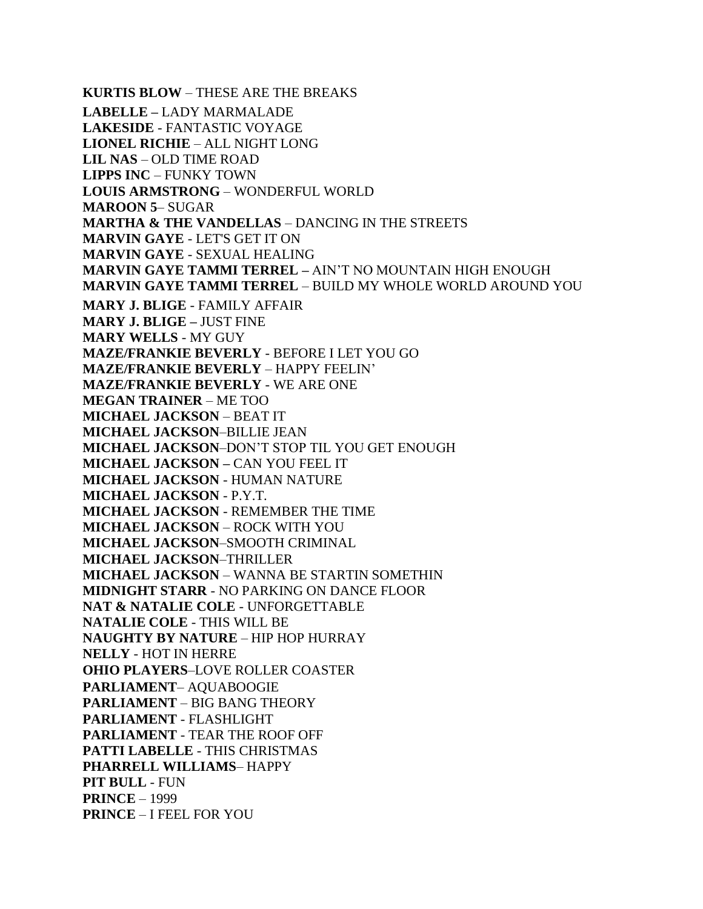**KURTIS BLOW** – THESE ARE THE BREAKS
**LABELLE –** LADY MARMALADE
**LAKESIDE -** FANTASTIC VOYAGE
**LIONEL RICHIE** – ALL NIGHT LONG
**LIL NAS** – OLD TIME ROAD
**LIPPS INC** – FUNKY TOWN
**LOUIS ARMSTRONG** – WONDERFUL WORLD
**MAROON 5**– SUGAR
**MARTHA & THE VANDELLAS** – DANCING IN THE STREETS
**MARVIN GAYE -** LET'S GET IT ON
**MARVIN GAYE -** SEXUAL HEALING
**MARVIN GAYE TAMMI TERREL –** AIN'T NO MOUNTAIN HIGH ENOUGH
**MARVIN GAYE TAMMI TERREL** – BUILD MY WHOLE WORLD AROUND YOU
**MARY J. BLIGE -** FAMILY AFFAIR
**MARY J. BLIGE –** JUST FINE
**MARY WELLS -** MY GUY
**MAZE/FRANKIE BEVERLY -** BEFORE I LET YOU GO
**MAZE/FRANKIE BEVERLY** – HAPPY FEELIN'
**MAZE/FRANKIE BEVERLY -** WE ARE ONE
**MEGAN TRAINER** – ME TOO
**MICHAEL JACKSON** – BEAT IT
**MICHAEL JACKSON**–BILLIE JEAN
**MICHAEL JACKSON**–DON'T STOP TIL YOU GET ENOUGH
**MICHAEL JACKSON –** CAN YOU FEEL IT
**MICHAEL JACKSON -** HUMAN NATURE
**MICHAEL JACKSON -** P.Y.T.
**MICHAEL JACKSON -** REMEMBER THE TIME
**MICHAEL JACKSON** – ROCK WITH YOU
**MICHAEL JACKSON**–SMOOTH CRIMINAL
**MICHAEL JACKSON**–THRILLER
**MICHAEL JACKSON** – WANNA BE STARTIN SOMETHIN
**MIDNIGHT STARR -** NO PARKING ON DANCE FLOOR
**NAT & NATALIE COLE -** UNFORGETTABLE
**NATALIE COLE -** THIS WILL BE
**NAUGHTY BY NATURE** – HIP HOP HURRAY
**NELLY -** HOT IN HERRE
**OHIO PLAYERS**–LOVE ROLLER COASTER
**PARLIAMENT**– AQUABOOGIE
**PARLIAMENT** – BIG BANG THEORY
**PARLIAMENT -** FLASHLIGHT
**PARLIAMENT -** TEAR THE ROOF OFF
**PATTI LABELLE -** THIS CHRISTMAS
**PHARRELL WILLIAMS**– HAPPY
**PIT BULL -** FUN
**PRINCE** – 1999
**PRINCE** – I FEEL FOR YOU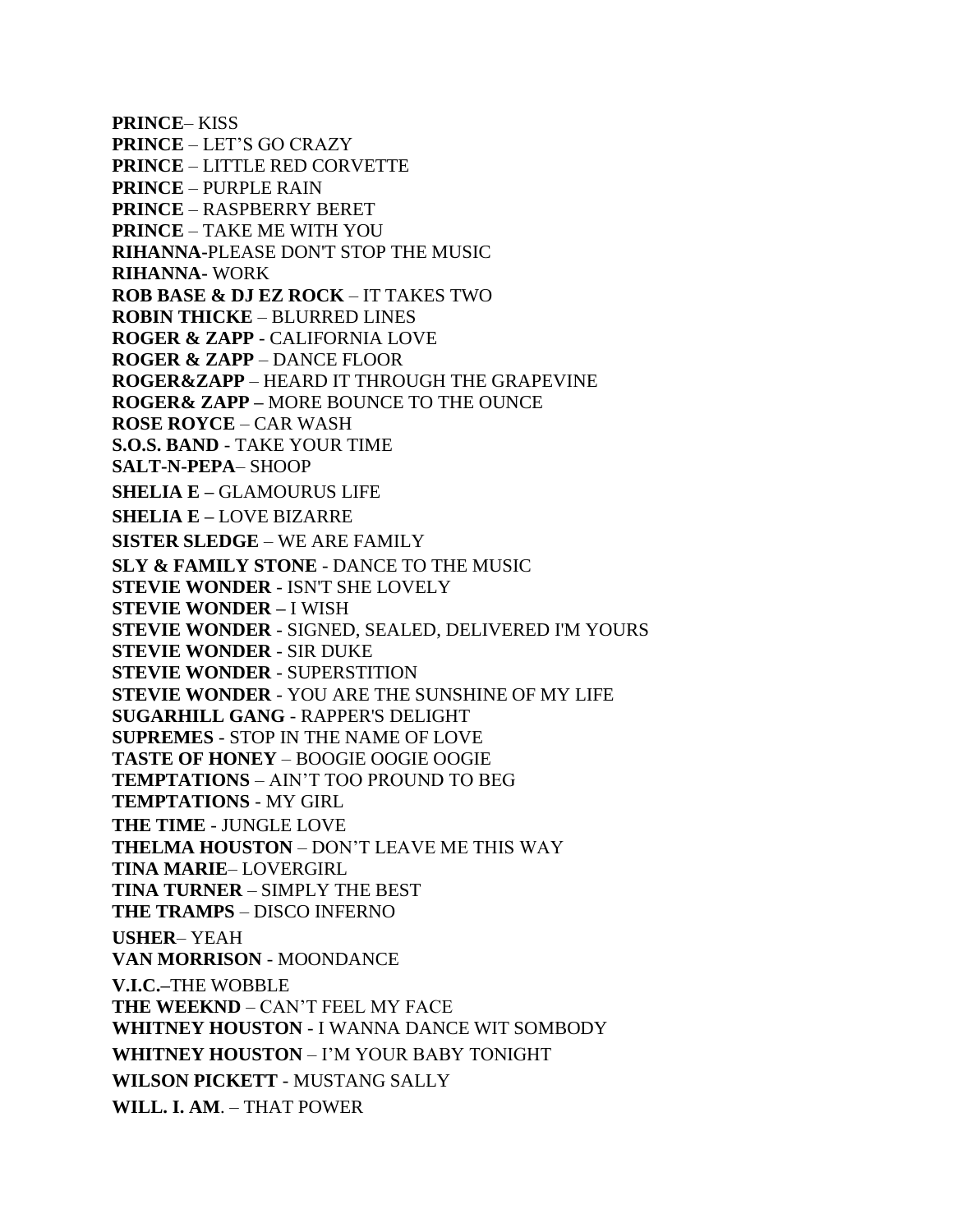**PRINCE**– KISS
**PRINCE** – LET'S GO CRAZY
**PRINCE** – LITTLE RED CORVETTE
**PRINCE** – PURPLE RAIN
**PRINCE** – RASPBERRY BERET
**PRINCE** – TAKE ME WITH YOU
**RIHANNA-**PLEASE DON'T STOP THE MUSIC
**RIHANNA-** WORK
**ROB BASE & DJ EZ ROCK** – IT TAKES TWO
**ROBIN THICKE** – BLURRED LINES
**ROGER & ZAPP** - CALIFORNIA LOVE
**ROGER & ZAPP** – DANCE FLOOR
**ROGER&ZAPP** – HEARD IT THROUGH THE GRAPEVINE
**ROGER& ZAPP –** MORE BOUNCE TO THE OUNCE
**ROSE ROYCE** – CAR WASH
**S.O.S. BAND** - TAKE YOUR TIME
**SALT-N-PEPA**– SHOOP
**SHELIA E –** GLAMOURUS LIFE
**SHELIA E –** LOVE BIZARRE
**SISTER SLEDGE** – WE ARE FAMILY
**SLY & FAMILY STONE** - DANCE TO THE MUSIC
**STEVIE WONDER** - ISN'T SHE LOVELY
**STEVIE WONDER –** I WISH
**STEVIE WONDER** - SIGNED, SEALED, DELIVERED I'M YOURS
**STEVIE WONDER** - SIR DUKE
**STEVIE WONDER** - SUPERSTITION
**STEVIE WONDER** - YOU ARE THE SUNSHINE OF MY LIFE
**SUGARHILL GANG** - RAPPER'S DELIGHT
**SUPREMES** - STOP IN THE NAME OF LOVE
**TASTE OF HONEY** – BOOGIE OOGIE OOGIE
**TEMPTATIONS** – AIN'T TOO PROUND TO BEG
**TEMPTATIONS** - MY GIRL
**THE TIME** - JUNGLE LOVE
**THELMA HOUSTON** – DON'T LEAVE ME THIS WAY
**TINA MARIE**– LOVERGIRL
**TINA TURNER** – SIMPLY THE BEST
**THE TRAMPS** – DISCO INFERNO
**USHER**– YEAH
**VAN MORRISON** - MOONDANCE
**V.I.C.–**THE WOBBLE
**THE WEEKND** – CAN'T FEEL MY FACE
**WHITNEY HOUSTON** - I WANNA DANCE WIT SOMBODY
**WHITNEY HOUSTON** – I'M YOUR BABY TONIGHT
**WILSON PICKETT** - MUSTANG SALLY
**WILL. I. AM**. – THAT POWER